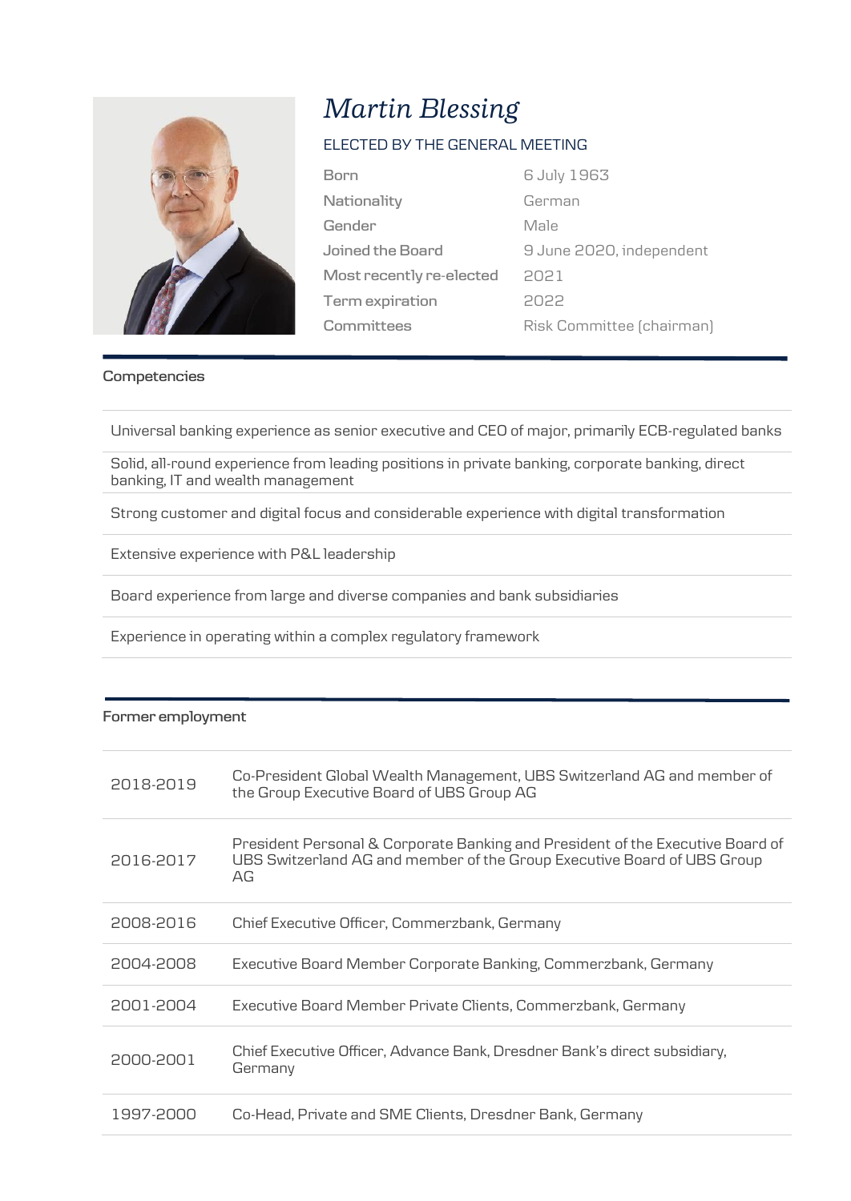# *Martin Blessing*

ELECTED BY THE GENERAL MEETING

| | |
|---|---|
| Born | 6 July 1963 |
| Nationality | German |
| Gender | Male |
| Joined the Board | 9 June 2020, independent |
| Most recently re-elected | 2021 |
| Term expiration | 2022 |
| Committees | Risk Committee (chairman) |

## Competencies

- Universal banking experience as senior executive and CEO of major, primarily ECB-regulated banks
- Solid, all-round experience from leading positions in private banking, corporate banking, direct banking, IT and wealth management
- Strong customer and digital focus and considerable experience with digital transformation
- Extensive experience with P&L leadership
- Board experience from large and diverse companies and bank subsidiaries
- Experience in operating within a complex regulatory framework

## Former employment

| | |
|---|---|
| 2018-2019 | Co-President Global Wealth Management, UBS Switzerland AG and member of the Group Executive Board of UBS Group AG |
| 2016-2017 | President Personal & Corporate Banking and President of the Executive Board of UBS Switzerland AG and member of the Group Executive Board of UBS Group AG |
| 2008-2016 | Chief Executive Officer, Commerzbank, Germany |
| 2004-2008 | Executive Board Member Corporate Banking, Commerzbank, Germany |
| 2001-2004 | Executive Board Member Private Clients, Commerzbank, Germany |
| 2000-2001 | Chief Executive Officer, Advance Bank, Dresdner Bank's direct subsidiary, Germany |
| 1997-2000 | Co-Head, Private and SME Clients, Dresdner Bank, Germany |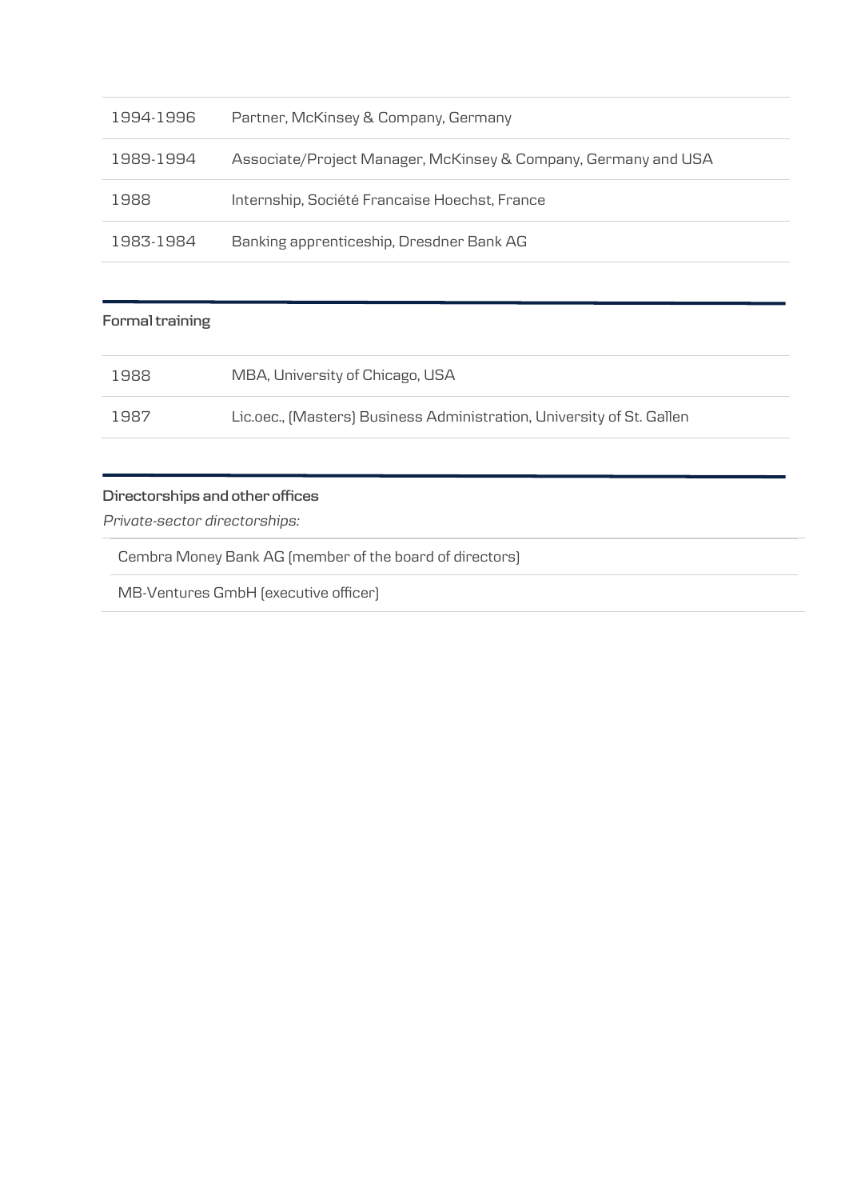| | |
|---|---|
| 1994-1996 | Partner, McKinsey & Company, Germany |
| 1989-1994 | Associate/Project Manager, McKinsey & Company, Germany and USA |
| 1988 | Internship, Société Francaise Hoechst, France |
| 1983-1984 | Banking apprenticeship, Dresdner Bank AG |

## Formal training

| | |
|---|---|
| 1988 | MBA, University of Chicago, USA |
| 1987 | Lic.oec., (Masters) Business Administration, University of St. Gallen |

## Directorships and other offices

*Private-sector directorships:*

- Cembra Money Bank AG (member of the board of directors)
- MB-Ventures GmbH (executive officer)